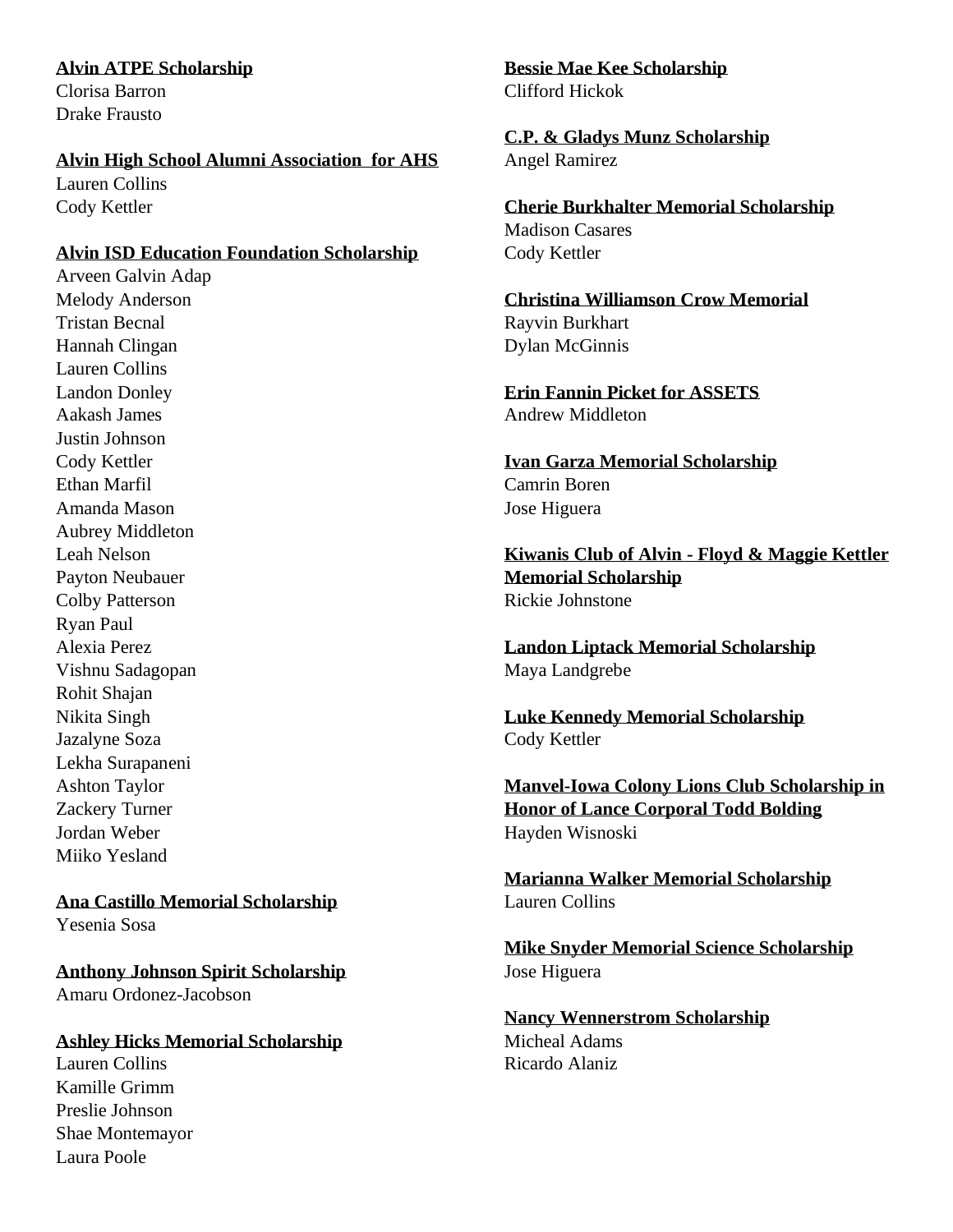**Alvin ATPE Scholarship**
Clorisa Barron
Drake Frausto

**Alvin High School Alumni Association for AHS**
Lauren Collins
Cody Kettler

**Alvin ISD Education Foundation Scholarship**
Arveen Galvin Adap
Melody Anderson
Tristan Becnal
Hannah Clingan
Lauren Collins
Landon Donley
Aakash James
Justin Johnson
Cody Kettler
Ethan Marfil
Amanda Mason
Aubrey Middleton
Leah Nelson
Payton Neubauer
Colby Patterson
Ryan Paul
Alexia Perez
Vishnu Sadagopan
Rohit Shajan
Nikita Singh
Jazalyne Soza
Lekha Surapaneni
Ashton Taylor
Zackery Turner
Jordan Weber
Miiko Yesland

**Ana Castillo Memorial Scholarship**
Yesenia Sosa

**Anthony Johnson Spirit Scholarship**
Amaru Ordonez-Jacobson

**Ashley Hicks Memorial Scholarship**
Lauren Collins
Kamille Grimm
Preslie Johnson
Shae Montemayor
Laura Poole

**Bessie Mae Kee Scholarship**
Clifford Hickok

**C.P. & Gladys Munz Scholarship**
Angel Ramirez

**Cherie Burkhalter Memorial Scholarship**
Madison Casares
Cody Kettler

**Christina Williamson Crow Memorial**
Rayvin Burkhart
Dylan McGinnis

**Erin Fannin Picket for ASSETS**
Andrew Middleton

**Ivan Garza Memorial Scholarship**
Camrin Boren
Jose Higuera

**Kiwanis Club of Alvin - Floyd & Maggie Kettler Memorial Scholarship**
Rickie Johnstone

**Landon Liptack Memorial Scholarship**
Maya Landgrebe

**Luke Kennedy Memorial Scholarship**
Cody Kettler

**Manvel-Iowa Colony Lions Club Scholarship in Honor of Lance Corporal Todd Bolding**
Hayden Wisnoski

**Marianna Walker Memorial Scholarship**
Lauren Collins

**Mike Snyder Memorial Science Scholarship**
Jose Higuera

**Nancy Wennerstrom Scholarship**
Micheal Adams
Ricardo Alaniz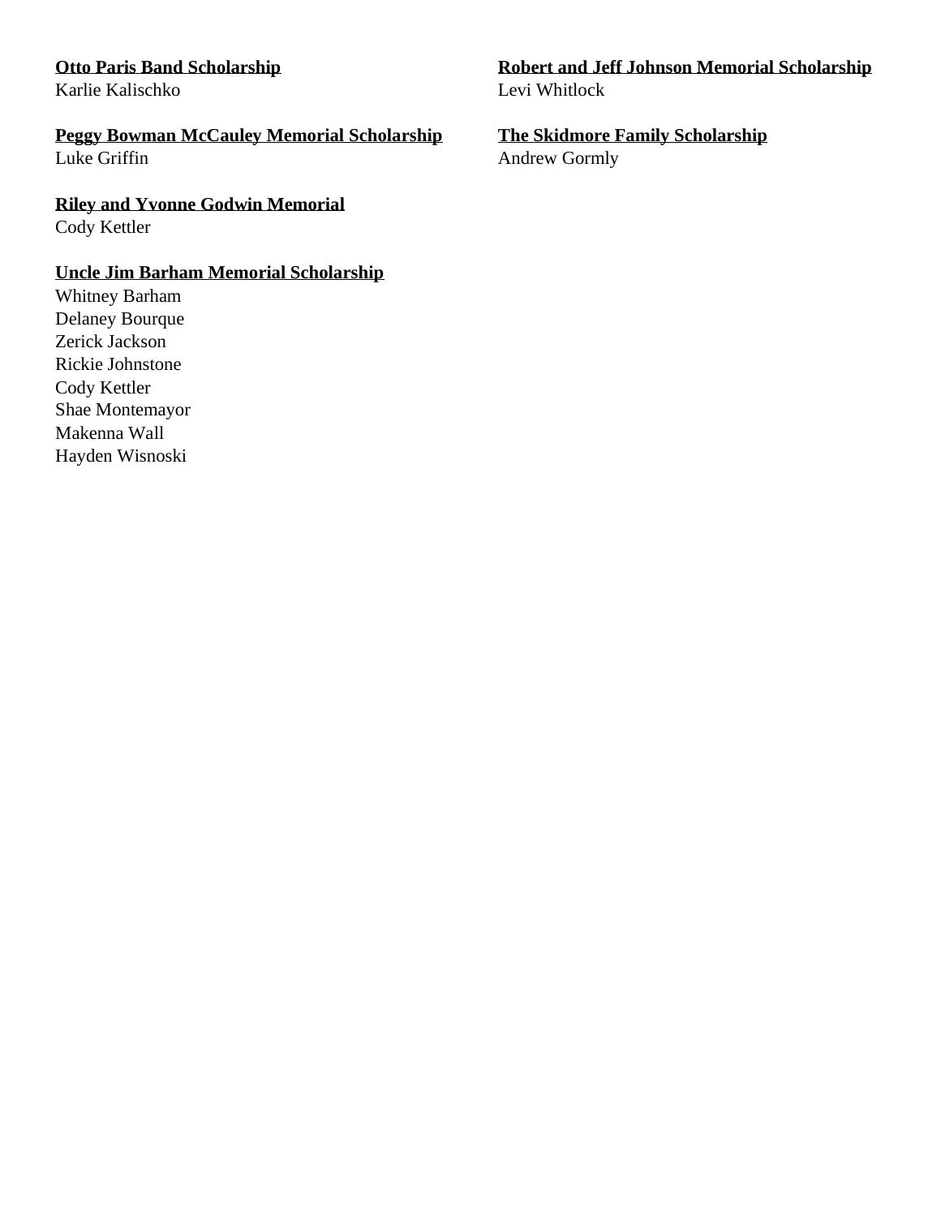**Otto Paris Band Scholarship**
Karlie Kalischko

**Peggy Bowman McCauley Memorial Scholarship**
Luke Griffin

**Riley and Yvonne Godwin Memorial**
Cody Kettler

**Uncle Jim Barham Memorial Scholarship**
Whitney Barham
Delaney Bourque
Zerick Jackson
Rickie Johnstone
Cody Kettler
Shae Montemayor
Makenna Wall
Hayden Wisnoski

**Robert and Jeff Johnson Memorial Scholarship**
Levi Whitlock

**The Skidmore Family Scholarship**
Andrew Gormly